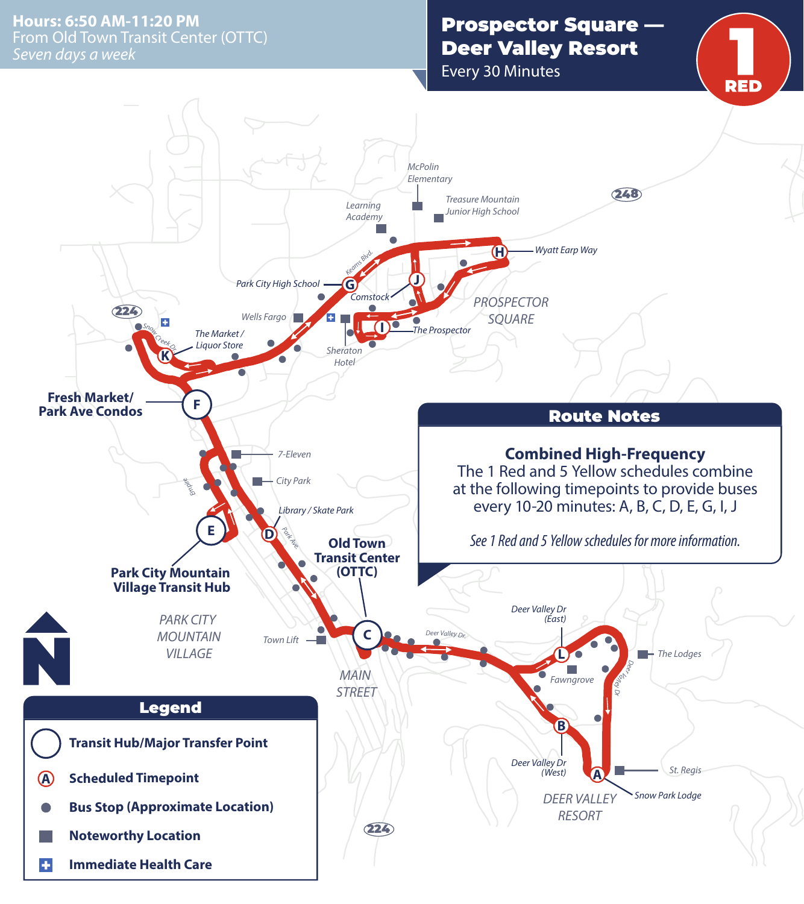**Hours: 6:50 AM-11:20 PM**
From Old Town Transit Center (OTTC)
*Seven days a week*

# Prospector Square — Deer Valley Resort

Every 30 Minutes

**1 RED**

## Route Notes

**Combined High-Frequency**
The 1 Red and 5 Yellow schedules combine at the following timepoints to provide buses every 10-20 minutes: A, B, C, D, E, G, I, J

*See 1 Red and 5 Yellow schedules for more information.*

Timepoints and transit hubs:

- A: Snow Park Lodge
- B: Deer Valley Dr (West)
- C: Old Town Transit Center (OTTC)
- D: Library / Skate Park
- E: Park City Mountain Village Transit Hub
- F: Fresh Market/ Park Ave Condos
- G: Park City High School
- H: Wyatt Earp Way
- I: The Prospector
- J: Comstock
- K: The Market / Liquor Store
- L: Deer Valley Dr (East)

Map labels: McPolin Elementary, Treasure Mountain Junior High School, Learning Academy, 248, Kearns Blvd., PROSPECTOR SQUARE, Wells Fargo, Sheraton Hotel, 224, Snow Creek Dr, 7-Eleven, City Park, Empire, Park Ave., Town Lift, PARK CITY MOUNTAIN VILLAGE, MAIN STREET, Deer Valley Dr., Fawngrove, The Lodges, St. Regis, DEER VALLEY RESORT

## Legend

- Transit Hub/Major Transfer Point
- Scheduled Timepoint
- Bus Stop (Approximate Location)
- Noteworthy Location
- Immediate Health Care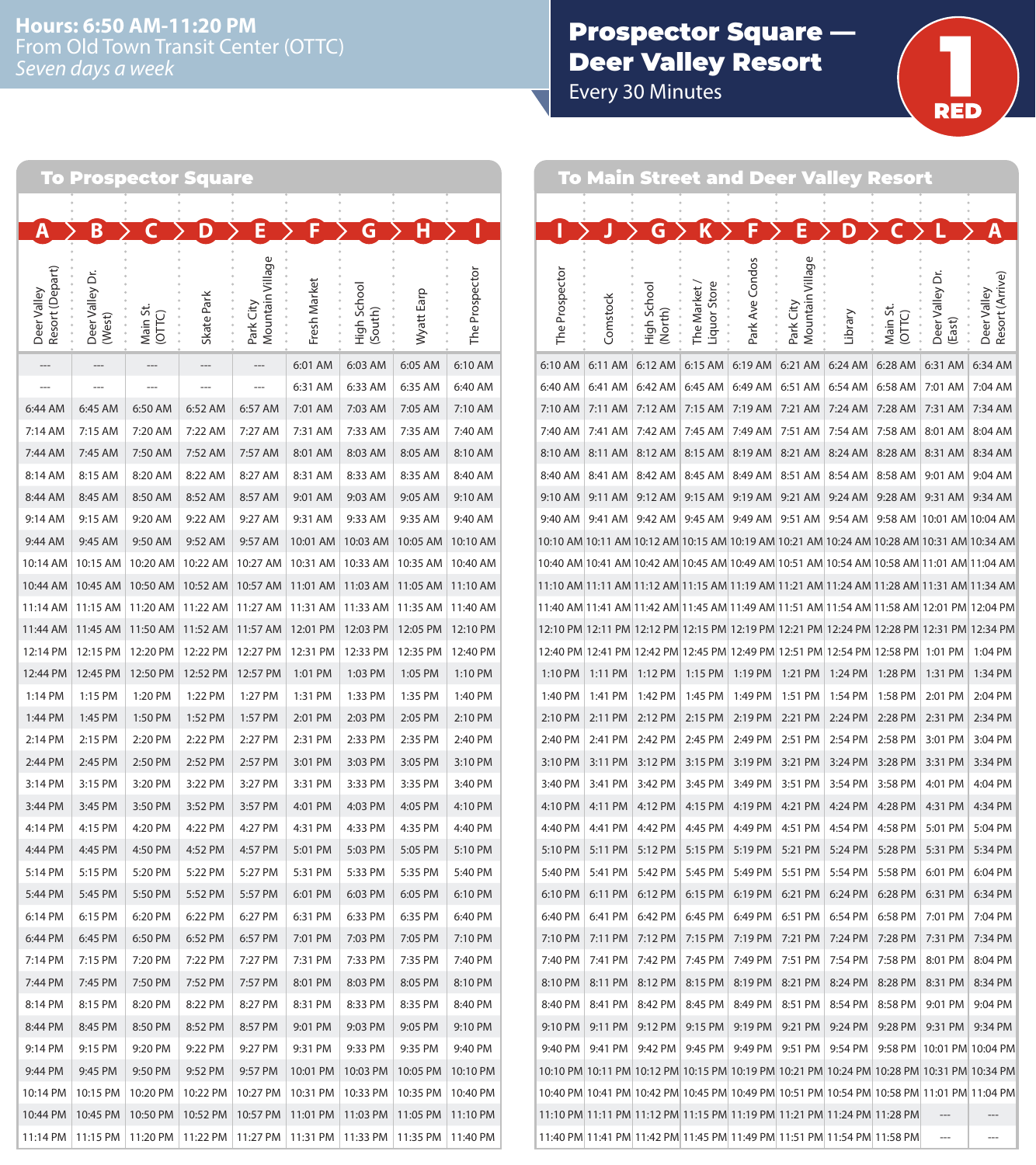**Hours: 6:50 AM-11:20 PM**
From Old Town Transit Center (OTTC)
*Seven days a week*

# Prospector Square — Deer Valley Resort

Every 30 Minutes

**1 RED**

## To Prospector Square

| A Deer Valley Resort (Depart) | B Deer Valley Dr. (West) | C Main St. (OTTC) | D Skate Park | E Park City Mountain Village | F Fresh Market | G High School (South) | H Wyatt Earp | I The Prospector |
|---|---|---|---|---|---|---|---|---|
| --- | --- | --- | --- | --- | 6:01 AM | 6:03 AM | 6:05 AM | 6:10 AM |
| --- | --- | --- | --- | --- | 6:31 AM | 6:33 AM | 6:35 AM | 6:40 AM |
| 6:44 AM | 6:45 AM | 6:50 AM | 6:52 AM | 6:57 AM | 7:01 AM | 7:03 AM | 7:05 AM | 7:10 AM |
| 7:14 AM | 7:15 AM | 7:20 AM | 7:22 AM | 7:27 AM | 7:31 AM | 7:33 AM | 7:35 AM | 7:40 AM |
| 7:44 AM | 7:45 AM | 7:50 AM | 7:52 AM | 7:57 AM | 8:01 AM | 8:03 AM | 8:05 AM | 8:10 AM |
| 8:14 AM | 8:15 AM | 8:20 AM | 8:22 AM | 8:27 AM | 8:31 AM | 8:33 AM | 8:35 AM | 8:40 AM |
| 8:44 AM | 8:45 AM | 8:50 AM | 8:52 AM | 8:57 AM | 9:01 AM | 9:03 AM | 9:05 AM | 9:10 AM |
| 9:14 AM | 9:15 AM | 9:20 AM | 9:22 AM | 9:27 AM | 9:31 AM | 9:33 AM | 9:35 AM | 9:40 AM |
| 9:44 AM | 9:45 AM | 9:50 AM | 9:52 AM | 9:57 AM | 10:01 AM | 10:03 AM | 10:05 AM | 10:10 AM |
| 10:14 AM | 10:15 AM | 10:20 AM | 10:22 AM | 10:27 AM | 10:31 AM | 10:33 AM | 10:35 AM | 10:40 AM |
| 10:44 AM | 10:45 AM | 10:50 AM | 10:52 AM | 10:57 AM | 11:01 AM | 11:03 AM | 11:05 AM | 11:10 AM |
| 11:14 AM | 11:15 AM | 11:20 AM | 11:22 AM | 11:27 AM | 11:31 AM | 11:33 AM | 11:35 AM | 11:40 AM |
| 11:44 AM | 11:45 AM | 11:50 AM | 11:52 AM | 11:57 AM | 12:01 PM | 12:03 PM | 12:05 PM | 12:10 PM |
| 12:14 PM | 12:15 PM | 12:20 PM | 12:22 PM | 12:27 PM | 12:31 PM | 12:33 PM | 12:35 PM | 12:40 PM |
| 12:44 PM | 12:45 PM | 12:50 PM | 12:52 PM | 12:57 PM | 1:01 PM | 1:03 PM | 1:05 PM | 1:10 PM |
| 1:14 PM | 1:15 PM | 1:20 PM | 1:22 PM | 1:27 PM | 1:31 PM | 1:33 PM | 1:35 PM | 1:40 PM |
| 1:44 PM | 1:45 PM | 1:50 PM | 1:52 PM | 1:57 PM | 2:01 PM | 2:03 PM | 2:05 PM | 2:10 PM |
| 2:14 PM | 2:15 PM | 2:20 PM | 2:22 PM | 2:27 PM | 2:31 PM | 2:33 PM | 2:35 PM | 2:40 PM |
| 2:44 PM | 2:45 PM | 2:50 PM | 2:52 PM | 2:57 PM | 3:01 PM | 3:03 PM | 3:05 PM | 3:10 PM |
| 3:14 PM | 3:15 PM | 3:20 PM | 3:22 PM | 3:27 PM | 3:31 PM | 3:33 PM | 3:35 PM | 3:40 PM |
| 3:44 PM | 3:45 PM | 3:50 PM | 3:52 PM | 3:57 PM | 4:01 PM | 4:03 PM | 4:05 PM | 4:10 PM |
| 4:14 PM | 4:15 PM | 4:20 PM | 4:22 PM | 4:27 PM | 4:31 PM | 4:33 PM | 4:35 PM | 4:40 PM |
| 4:44 PM | 4:45 PM | 4:50 PM | 4:52 PM | 4:57 PM | 5:01 PM | 5:03 PM | 5:05 PM | 5:10 PM |
| 5:14 PM | 5:15 PM | 5:20 PM | 5:22 PM | 5:27 PM | 5:31 PM | 5:33 PM | 5:35 PM | 5:40 PM |
| 5:44 PM | 5:45 PM | 5:50 PM | 5:52 PM | 5:57 PM | 6:01 PM | 6:03 PM | 6:05 PM | 6:10 PM |
| 6:14 PM | 6:15 PM | 6:20 PM | 6:22 PM | 6:27 PM | 6:31 PM | 6:33 PM | 6:35 PM | 6:40 PM |
| 6:44 PM | 6:45 PM | 6:50 PM | 6:52 PM | 6:57 PM | 7:01 PM | 7:03 PM | 7:05 PM | 7:10 PM |
| 7:14 PM | 7:15 PM | 7:20 PM | 7:22 PM | 7:27 PM | 7:31 PM | 7:33 PM | 7:35 PM | 7:40 PM |
| 7:44 PM | 7:45 PM | 7:50 PM | 7:52 PM | 7:57 PM | 8:01 PM | 8:03 PM | 8:05 PM | 8:10 PM |
| 8:14 PM | 8:15 PM | 8:20 PM | 8:22 PM | 8:27 PM | 8:31 PM | 8:33 PM | 8:35 PM | 8:40 PM |
| 8:44 PM | 8:45 PM | 8:50 PM | 8:52 PM | 8:57 PM | 9:01 PM | 9:03 PM | 9:05 PM | 9:10 PM |
| 9:14 PM | 9:15 PM | 9:20 PM | 9:22 PM | 9:27 PM | 9:31 PM | 9:33 PM | 9:35 PM | 9:40 PM |
| 9:44 PM | 9:45 PM | 9:50 PM | 9:52 PM | 9:57 PM | 10:01 PM | 10:03 PM | 10:05 PM | 10:10 PM |
| 10:14 PM | 10:15 PM | 10:20 PM | 10:22 PM | 10:27 PM | 10:31 PM | 10:33 PM | 10:35 PM | 10:40 PM |
| 10:44 PM | 10:45 PM | 10:50 PM | 10:52 PM | 10:57 PM | 11:01 PM | 11:03 PM | 11:05 PM | 11:10 PM |
| 11:14 PM | 11:15 PM | 11:20 PM | 11:22 PM | 11:27 PM | 11:31 PM | 11:33 PM | 11:35 PM | 11:40 PM |

## To Main Street and Deer Valley Resort

| I The Prospector | J Comstock | G High School (North) | K The Market / Liquor Store | F Park Ave Condos | E Park City Mountain Village | D Library | C Main St. (OTTC) | L Deer Valley Dr. (East) | A Deer Valley Resort (Arrive) |
|---|---|---|---|---|---|---|---|---|---|
| 6:10 AM | 6:11 AM | 6:12 AM | 6:15 AM | 6:19 AM | 6:21 AM | 6:24 AM | 6:28 AM | 6:31 AM | 6:34 AM |
| 6:40 AM | 6:41 AM | 6:42 AM | 6:45 AM | 6:49 AM | 6:51 AM | 6:54 AM | 6:58 AM | 7:01 AM | 7:04 AM |
| 7:10 AM | 7:11 AM | 7:12 AM | 7:15 AM | 7:19 AM | 7:21 AM | 7:24 AM | 7:28 AM | 7:31 AM | 7:34 AM |
| 7:40 AM | 7:41 AM | 7:42 AM | 7:45 AM | 7:49 AM | 7:51 AM | 7:54 AM | 7:58 AM | 8:01 AM | 8:04 AM |
| 8:10 AM | 8:11 AM | 8:12 AM | 8:15 AM | 8:19 AM | 8:21 AM | 8:24 AM | 8:28 AM | 8:31 AM | 8:34 AM |
| 8:40 AM | 8:41 AM | 8:42 AM | 8:45 AM | 8:49 AM | 8:51 AM | 8:54 AM | 8:58 AM | 9:01 AM | 9:04 AM |
| 9:10 AM | 9:11 AM | 9:12 AM | 9:15 AM | 9:19 AM | 9:21 AM | 9:24 AM | 9:28 AM | 9:31 AM | 9:34 AM |
| 9:40 AM | 9:41 AM | 9:42 AM | 9:45 AM | 9:49 AM | 9:51 AM | 9:54 AM | 9:58 AM | 10:01 AM | 10:04 AM |
| 10:10 AM | 10:11 AM | 10:12 AM | 10:15 AM | 10:19 AM | 10:21 AM | 10:24 AM | 10:28 AM | 10:31 AM | 10:34 AM |
| 10:40 AM | 10:41 AM | 10:42 AM | 10:45 AM | 10:49 AM | 10:51 AM | 10:54 AM | 10:58 AM | 11:01 AM | 11:04 AM |
| 11:10 AM | 11:11 AM | 11:12 AM | 11:15 AM | 11:19 AM | 11:21 AM | 11:24 AM | 11:28 AM | 11:31 AM | 11:34 AM |
| 11:40 AM | 11:41 AM | 11:42 AM | 11:45 AM | 11:49 AM | 11:51 AM | 11:54 AM | 11:58 AM | 12:01 PM | 12:04 PM |
| 12:10 PM | 12:11 PM | 12:12 PM | 12:15 PM | 12:19 PM | 12:21 PM | 12:24 PM | 12:28 PM | 12:31 PM | 12:34 PM |
| 12:40 PM | 12:41 PM | 12:42 PM | 12:45 PM | 12:49 PM | 12:51 PM | 12:54 PM | 12:58 PM | 1:01 PM | 1:04 PM |
| 1:10 PM | 1:11 PM | 1:12 PM | 1:15 PM | 1:19 PM | 1:21 PM | 1:24 PM | 1:28 PM | 1:31 PM | 1:34 PM |
| 1:40 PM | 1:41 PM | 1:42 PM | 1:45 PM | 1:49 PM | 1:51 PM | 1:54 PM | 1:58 PM | 2:01 PM | 2:04 PM |
| 2:10 PM | 2:11 PM | 2:12 PM | 2:15 PM | 2:19 PM | 2:21 PM | 2:24 PM | 2:28 PM | 2:31 PM | 2:34 PM |
| 2:40 PM | 2:41 PM | 2:42 PM | 2:45 PM | 2:49 PM | 2:51 PM | 2:54 PM | 2:58 PM | 3:01 PM | 3:04 PM |
| 3:10 PM | 3:11 PM | 3:12 PM | 3:15 PM | 3:19 PM | 3:21 PM | 3:24 PM | 3:28 PM | 3:31 PM | 3:34 PM |
| 3:40 PM | 3:41 PM | 3:42 PM | 3:45 PM | 3:49 PM | 3:51 PM | 3:54 PM | 3:58 PM | 4:01 PM | 4:04 PM |
| 4:10 PM | 4:11 PM | 4:12 PM | 4:15 PM | 4:19 PM | 4:21 PM | 4:24 PM | 4:28 PM | 4:31 PM | 4:34 PM |
| 4:40 PM | 4:41 PM | 4:42 PM | 4:45 PM | 4:49 PM | 4:51 PM | 4:54 PM | 4:58 PM | 5:01 PM | 5:04 PM |
| 5:10 PM | 5:11 PM | 5:12 PM | 5:15 PM | 5:19 PM | 5:21 PM | 5:24 PM | 5:28 PM | 5:31 PM | 5:34 PM |
| 5:40 PM | 5:41 PM | 5:42 PM | 5:45 PM | 5:49 PM | 5:51 PM | 5:54 PM | 5:58 PM | 6:01 PM | 6:04 PM |
| 6:10 PM | 6:11 PM | 6:12 PM | 6:15 PM | 6:19 PM | 6:21 PM | 6:24 PM | 6:28 PM | 6:31 PM | 6:34 PM |
| 6:40 PM | 6:41 PM | 6:42 PM | 6:45 PM | 6:49 PM | 6:51 PM | 6:54 PM | 6:58 PM | 7:01 PM | 7:04 PM |
| 7:10 PM | 7:11 PM | 7:12 PM | 7:15 PM | 7:19 PM | 7:21 PM | 7:24 PM | 7:28 PM | 7:31 PM | 7:34 PM |
| 7:40 PM | 7:41 PM | 7:42 PM | 7:45 PM | 7:49 PM | 7:51 PM | 7:54 PM | 7:58 PM | 8:01 PM | 8:04 PM |
| 8:10 PM | 8:11 PM | 8:12 PM | 8:15 PM | 8:19 PM | 8:21 PM | 8:24 PM | 8:28 PM | 8:31 PM | 8:34 PM |
| 8:40 PM | 8:41 PM | 8:42 PM | 8:45 PM | 8:49 PM | 8:51 PM | 8:54 PM | 8:58 PM | 9:01 PM | 9:04 PM |
| 9:10 PM | 9:11 PM | 9:12 PM | 9:15 PM | 9:19 PM | 9:21 PM | 9:24 PM | 9:28 PM | 9:31 PM | 9:34 PM |
| 9:40 PM | 9:41 PM | 9:42 PM | 9:45 PM | 9:49 PM | 9:51 PM | 9:54 PM | 9:58 PM | 10:01 PM | 10:04 PM |
| 10:10 PM | 10:11 PM | 10:12 PM | 10:15 PM | 10:19 PM | 10:21 PM | 10:24 PM | 10:28 PM | 10:31 PM | 10:34 PM |
| 10:40 PM | 10:41 PM | 10:42 PM | 10:45 PM | 10:49 PM | 10:51 PM | 10:54 PM | 10:58 PM | 11:01 PM | 11:04 PM |
| 11:10 PM | 11:11 PM | 11:12 PM | 11:15 PM | 11:19 PM | 11:21 PM | 11:24 PM | 11:28 PM | --- | --- |
| 11:40 PM | 11:41 PM | 11:42 PM | 11:45 PM | 11:49 PM | 11:51 PM | 11:54 PM | 11:58 PM | --- | --- |